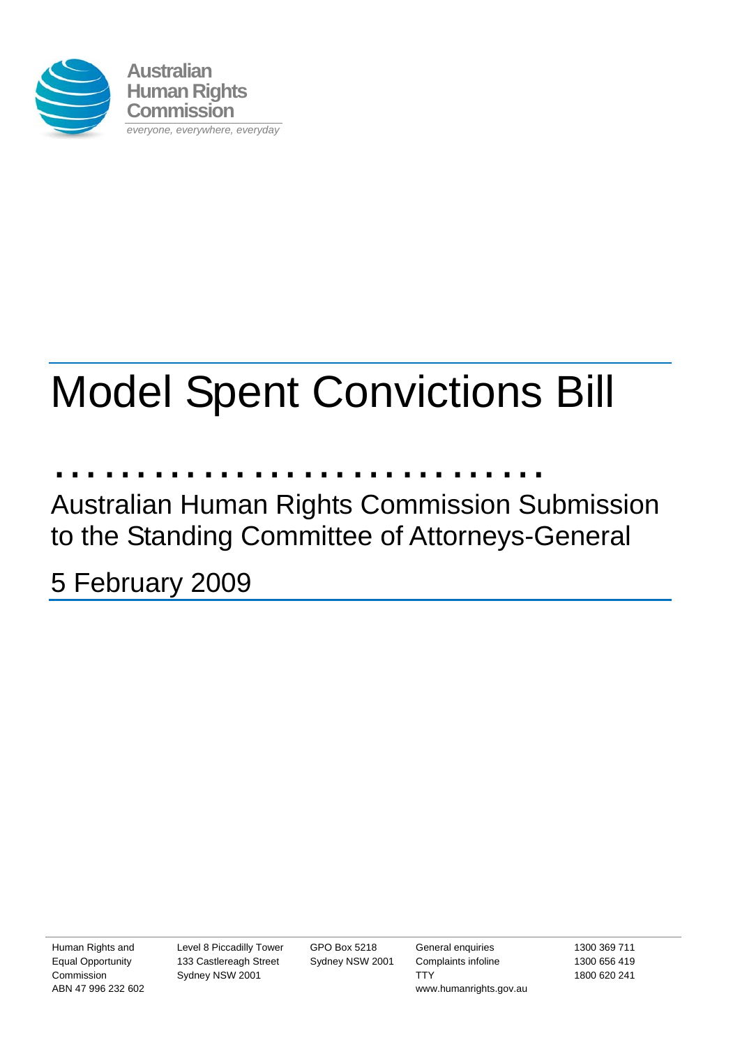Australian Human Rights Commission

*everyone, everywhere, everyday*

# Model Spent Convictions Bill

Australian Human Rights Commission Submission to the Standing Committee of Attorneys-General

5 February 2009

Human Rights and Equal Opportunity Commission
ABN 47 996 232 602

Level 8 Piccadilly Tower
133 Castlereagh Street
Sydney NSW 2001

GPO Box 5218
Sydney NSW 2001

General enquiries 1300 369 711
Complaints infoline 1300 656 419
TTY 1800 620 241
www.humanrights.gov.au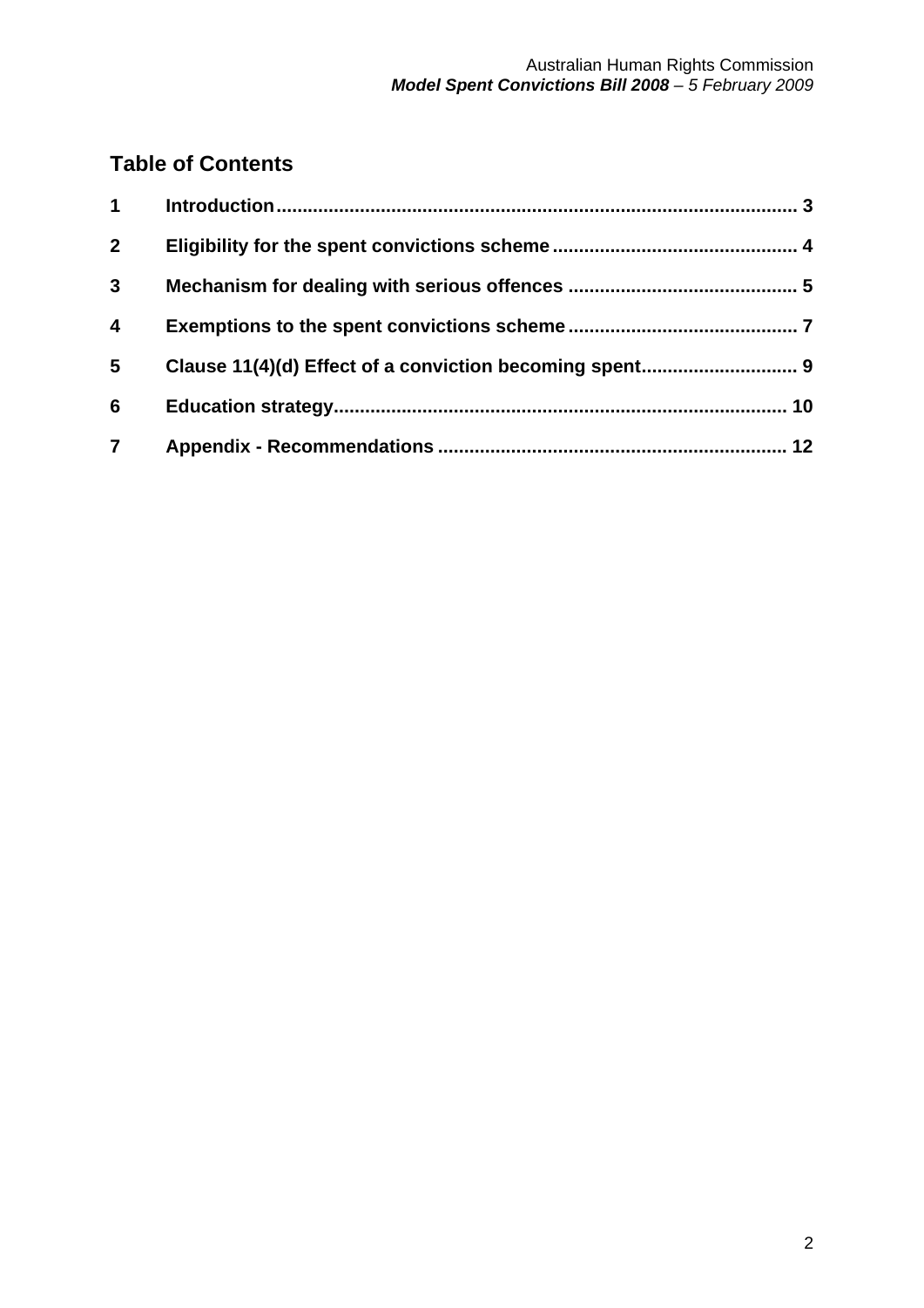## Table of Contents

| | | |
|---|---|---|
| 1 | Introduction | 3 |
| 2 | Eligibility for the spent convictions scheme | 4 |
| 3 | Mechanism for dealing with serious offences | 5 |
| 4 | Exemptions to the spent convictions scheme | 7 |
| 5 | Clause 11(4)(d) Effect of a conviction becoming spent | 9 |
| 6 | Education strategy | 10 |
| 7 | Appendix - Recommendations | 12 |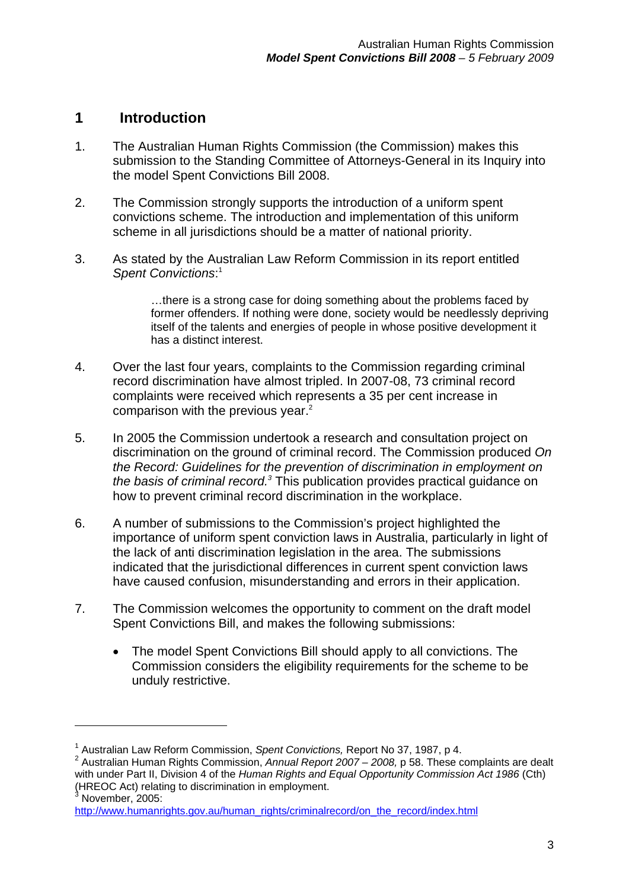# 1 Introduction

1. The Australian Human Rights Commission (the Commission) makes this submission to the Standing Committee of Attorneys-General in its Inquiry into the model Spent Convictions Bill 2008.

2. The Commission strongly supports the introduction of a uniform spent convictions scheme. The introduction and implementation of this uniform scheme in all jurisdictions should be a matter of national priority.

3. As stated by the Australian Law Reform Commission in its report entitled *Spent Convictions*:[1]

> …there is a strong case for doing something about the problems faced by former offenders. If nothing were done, society would be needlessly depriving itself of the talents and energies of people in whose positive development it has a distinct interest.

4. Over the last four years, complaints to the Commission regarding criminal record discrimination have almost tripled. In 2007-08, 73 criminal record complaints were received which represents a 35 per cent increase in comparison with the previous year.[2]

5. In 2005 the Commission undertook a research and consultation project on discrimination on the ground of criminal record. The Commission produced *On the Record: Guidelines for the prevention of discrimination in employment on the basis of criminal record.*[3] This publication provides practical guidance on how to prevent criminal record discrimination in the workplace.

6. A number of submissions to the Commission's project highlighted the importance of uniform spent conviction laws in Australia, particularly in light of the lack of anti discrimination legislation in the area. The submissions indicated that the jurisdictional differences in current spent conviction laws have caused confusion, misunderstanding and errors in their application.

7. The Commission welcomes the opportunity to comment on the draft model Spent Convictions Bill, and makes the following submissions:

   - The model Spent Convictions Bill should apply to all convictions. The Commission considers the eligibility requirements for the scheme to be unduly restrictive.

---

[1] Australian Law Reform Commission, *Spent Convictions,* Report No 37, 1987, p 4.

[2] Australian Human Rights Commission, *Annual Report 2007 – 2008,* p 58. These complaints are dealt with under Part II, Division 4 of the *Human Rights and Equal Opportunity Commission Act 1986* (Cth) (HREOC Act) relating to discrimination in employment.

[3] November, 2005: http://www.humanrights.gov.au/human_rights/criminalrecord/on_the_record/index.html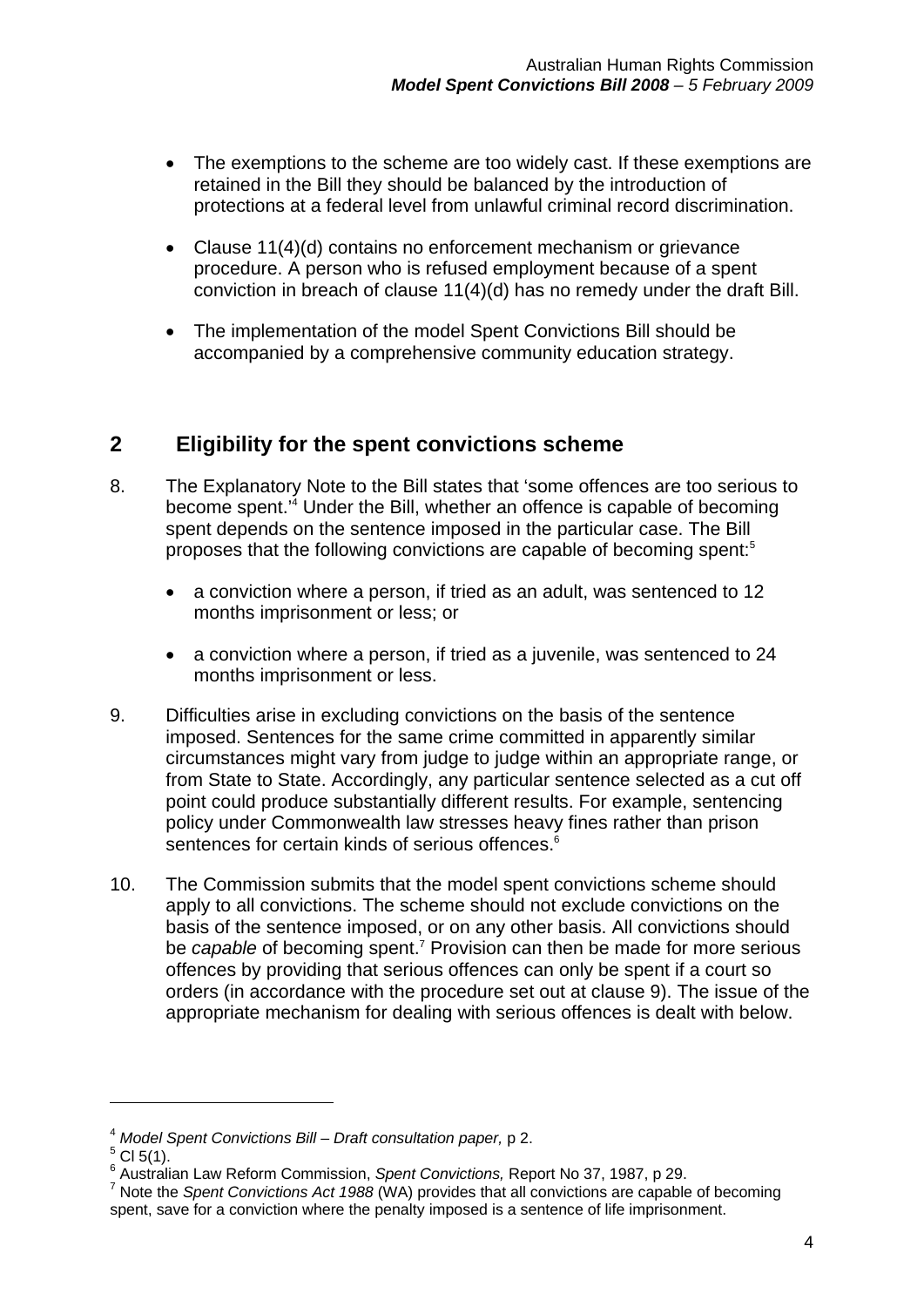- The exemptions to the scheme are too widely cast. If these exemptions are retained in the Bill they should be balanced by the introduction of protections at a federal level from unlawful criminal record discrimination.
- Clause 11(4)(d) contains no enforcement mechanism or grievance procedure. A person who is refused employment because of a spent conviction in breach of clause 11(4)(d) has no remedy under the draft Bill.
- The implementation of the model Spent Convictions Bill should be accompanied by a comprehensive community education strategy.

## 2 Eligibility for the spent convictions scheme

8. The Explanatory Note to the Bill states that 'some offences are too serious to become spent.'[4] Under the Bill, whether an offence is capable of becoming spent depends on the sentence imposed in the particular case. The Bill proposes that the following convictions are capable of becoming spent:[5]

   - a conviction where a person, if tried as an adult, was sentenced to 12 months imprisonment or less; or
   - a conviction where a person, if tried as a juvenile, was sentenced to 24 months imprisonment or less.

9. Difficulties arise in excluding convictions on the basis of the sentence imposed. Sentences for the same crime committed in apparently similar circumstances might vary from judge to judge within an appropriate range, or from State to State. Accordingly, any particular sentence selected as a cut off point could produce substantially different results. For example, sentencing policy under Commonwealth law stresses heavy fines rather than prison sentences for certain kinds of serious offences.[6]

10. The Commission submits that the model spent convictions scheme should apply to all convictions. The scheme should not exclude convictions on the basis of the sentence imposed, or on any other basis. All convictions should be *capable* of becoming spent.[7] Provision can then be made for more serious offences by providing that serious offences can only be spent if a court so orders (in accordance with the procedure set out at clause 9). The issue of the appropriate mechanism for dealing with serious offences is dealt with below.

---

[4] *Model Spent Convictions Bill – Draft consultation paper,* p 2.

[5] Cl 5(1).

[6] Australian Law Reform Commission, *Spent Convictions,* Report No 37, 1987, p 29.

[7] Note the *Spent Convictions Act 1988* (WA) provides that all convictions are capable of becoming spent, save for a conviction where the penalty imposed is a sentence of life imprisonment.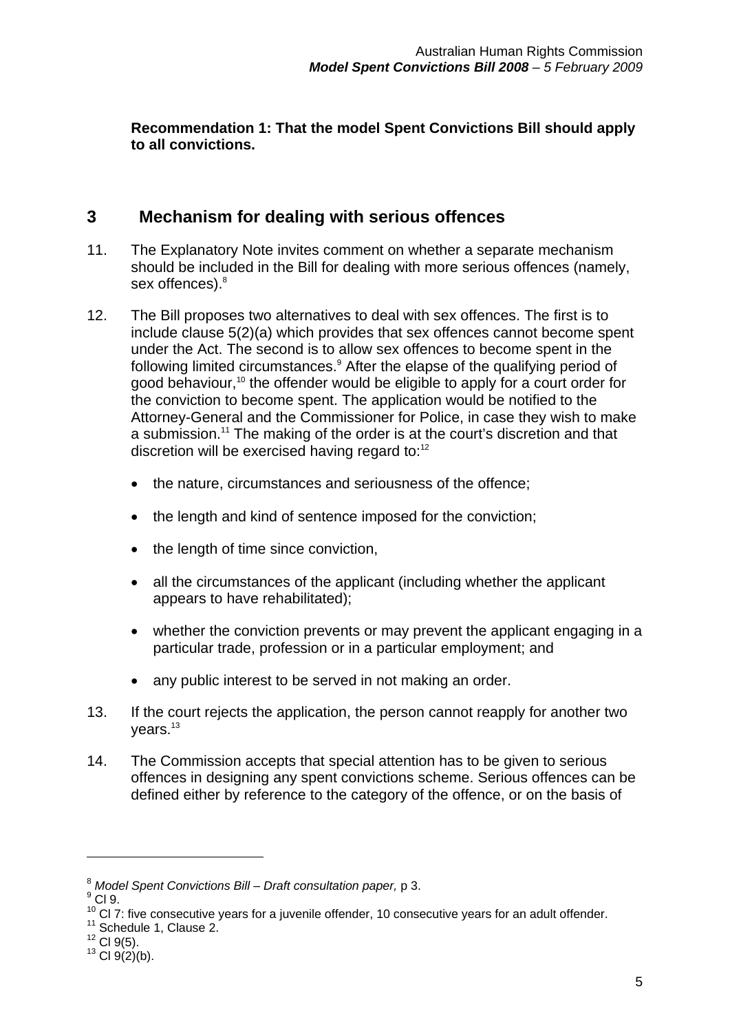**Recommendation 1: That the model Spent Convictions Bill should apply to all convictions.**

## 3 Mechanism for dealing with serious offences

11. The Explanatory Note invites comment on whether a separate mechanism should be included in the Bill for dealing with more serious offences (namely, sex offences).[8]

12. The Bill proposes two alternatives to deal with sex offences. The first is to include clause 5(2)(a) which provides that sex offences cannot become spent under the Act. The second is to allow sex offences to become spent in the following limited circumstances.[9] After the elapse of the qualifying period of good behaviour,[10] the offender would be eligible to apply for a court order for the conviction to become spent. The application would be notified to the Attorney-General and the Commissioner for Police, in case they wish to make a submission.[11] The making of the order is at the court's discretion and that discretion will be exercised having regard to:[12]

    - the nature, circumstances and seriousness of the offence;
    - the length and kind of sentence imposed for the conviction;
    - the length of time since conviction,
    - all the circumstances of the applicant (including whether the applicant appears to have rehabilitated);
    - whether the conviction prevents or may prevent the applicant engaging in a particular trade, profession or in a particular employment; and
    - any public interest to be served in not making an order.

13. If the court rejects the application, the person cannot reapply for another two years.[13]

14. The Commission accepts that special attention has to be given to serious offences in designing any spent convictions scheme. Serious offences can be defined either by reference to the category of the offence, or on the basis of

---

[8] *Model Spent Convictions Bill – Draft consultation paper,* p 3.
[9] Cl 9.
[10] Cl 7: five consecutive years for a juvenile offender, 10 consecutive years for an adult offender.
[11] Schedule 1, Clause 2.
[12] Cl 9(5).
[13] Cl 9(2)(b).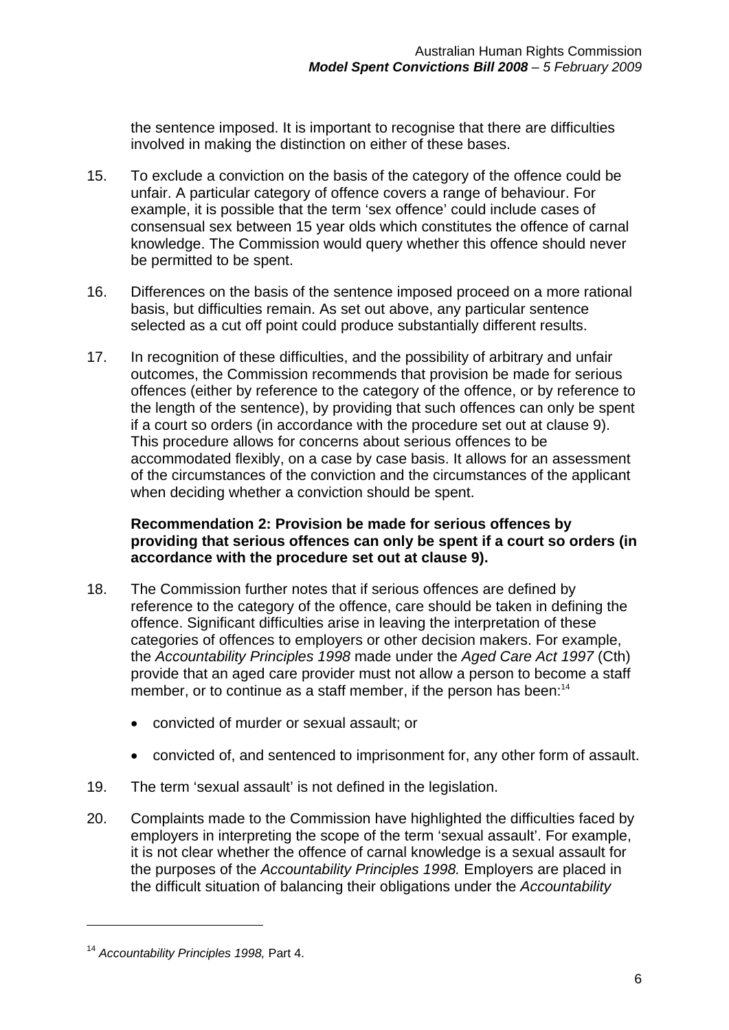the sentence imposed. It is important to recognise that there are difficulties involved in making the distinction on either of these bases.

15. To exclude a conviction on the basis of the category of the offence could be unfair. A particular category of offence covers a range of behaviour. For example, it is possible that the term 'sex offence' could include cases of consensual sex between 15 year olds which constitutes the offence of carnal knowledge. The Commission would query whether this offence should never be permitted to be spent.

16. Differences on the basis of the sentence imposed proceed on a more rational basis, but difficulties remain. As set out above, any particular sentence selected as a cut off point could produce substantially different results.

17. In recognition of these difficulties, and the possibility of arbitrary and unfair outcomes, the Commission recommends that provision be made for serious offences (either by reference to the category of the offence, or by reference to the length of the sentence), by providing that such offences can only be spent if a court so orders (in accordance with the procedure set out at clause 9). This procedure allows for concerns about serious offences to be accommodated flexibly, on a case by case basis. It allows for an assessment of the circumstances of the conviction and the circumstances of the applicant when deciding whether a conviction should be spent.

**Recommendation 2: Provision be made for serious offences by providing that serious offences can only be spent if a court so orders (in accordance with the procedure set out at clause 9).**

18. The Commission further notes that if serious offences are defined by reference to the category of the offence, care should be taken in defining the offence. Significant difficulties arise in leaving the interpretation of these categories of offences to employers or other decision makers. For example, the *Accountability Principles 1998* made under the *Aged Care Act 1997* (Cth) provide that an aged care provider must not allow a person to become a staff member, or to continue as a staff member, if the person has been:[14]

- convicted of murder or sexual assault; or
- convicted of, and sentenced to imprisonment for, any other form of assault.

19. The term 'sexual assault' is not defined in the legislation.

20. Complaints made to the Commission have highlighted the difficulties faced by employers in interpreting the scope of the term 'sexual assault'. For example, it is not clear whether the offence of carnal knowledge is a sexual assault for the purposes of the *Accountability Principles 1998.* Employers are placed in the difficult situation of balancing their obligations under the *Accountability*

---

[14] *Accountability Principles 1998,* Part 4.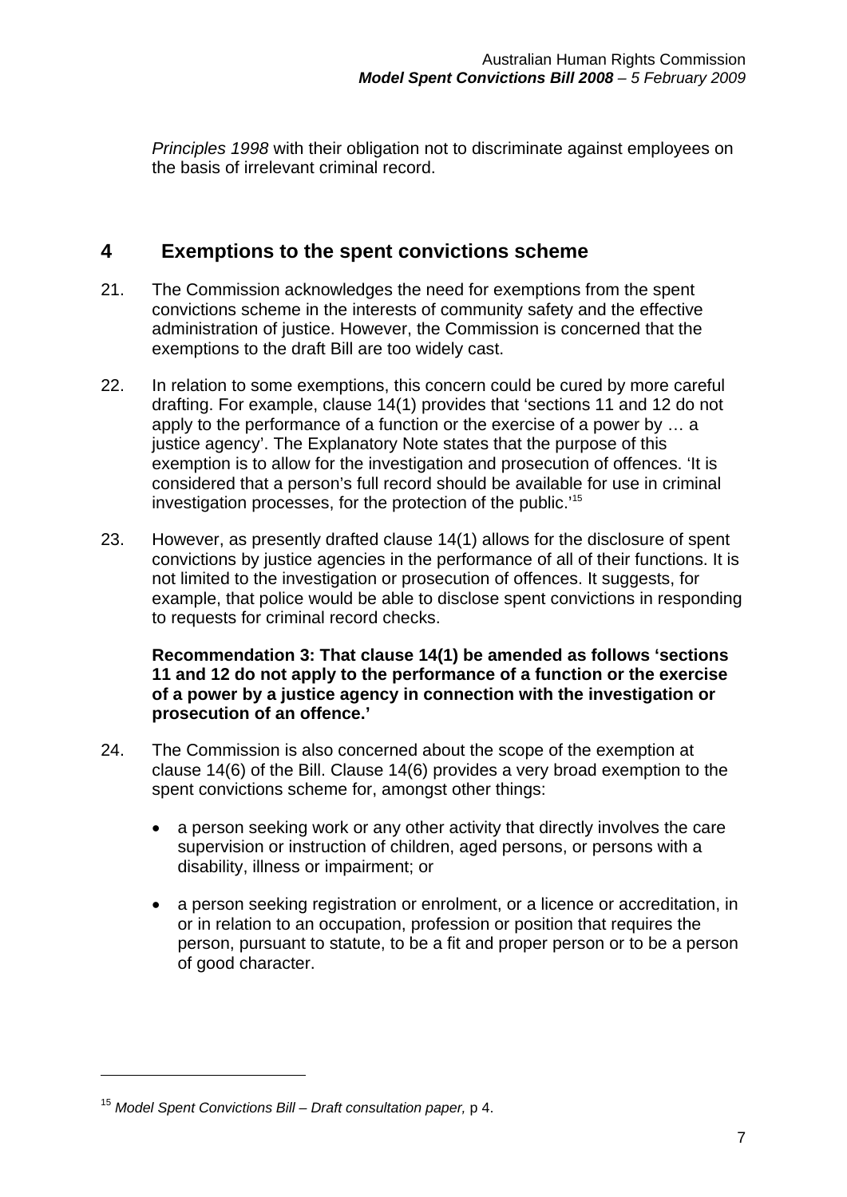*Principles 1998* with their obligation not to discriminate against employees on the basis of irrelevant criminal record.

## 4 Exemptions to the spent convictions scheme

21. The Commission acknowledges the need for exemptions from the spent convictions scheme in the interests of community safety and the effective administration of justice. However, the Commission is concerned that the exemptions to the draft Bill are too widely cast.

22. In relation to some exemptions, this concern could be cured by more careful drafting. For example, clause 14(1) provides that 'sections 11 and 12 do not apply to the performance of a function or the exercise of a power by … a justice agency'. The Explanatory Note states that the purpose of this exemption is to allow for the investigation and prosecution of offences. 'It is considered that a person's full record should be available for use in criminal investigation processes, for the protection of the public.'[15]

23. However, as presently drafted clause 14(1) allows for the disclosure of spent convictions by justice agencies in the performance of all of their functions. It is not limited to the investigation or prosecution of offences. It suggests, for example, that police would be able to disclose spent convictions in responding to requests for criminal record checks.

    **Recommendation 3: That clause 14(1) be amended as follows 'sections 11 and 12 do not apply to the performance of a function or the exercise of a power by a justice agency in connection with the investigation or prosecution of an offence.'**

24. The Commission is also concerned about the scope of the exemption at clause 14(6) of the Bill. Clause 14(6) provides a very broad exemption to the spent convictions scheme for, amongst other things:

    - a person seeking work or any other activity that directly involves the care supervision or instruction of children, aged persons, or persons with a disability, illness or impairment; or
    - a person seeking registration or enrolment, or a licence or accreditation, in or in relation to an occupation, profession or position that requires the person, pursuant to statute, to be a fit and proper person or to be a person of good character.

---

[15] *Model Spent Convictions Bill – Draft consultation paper,* p 4.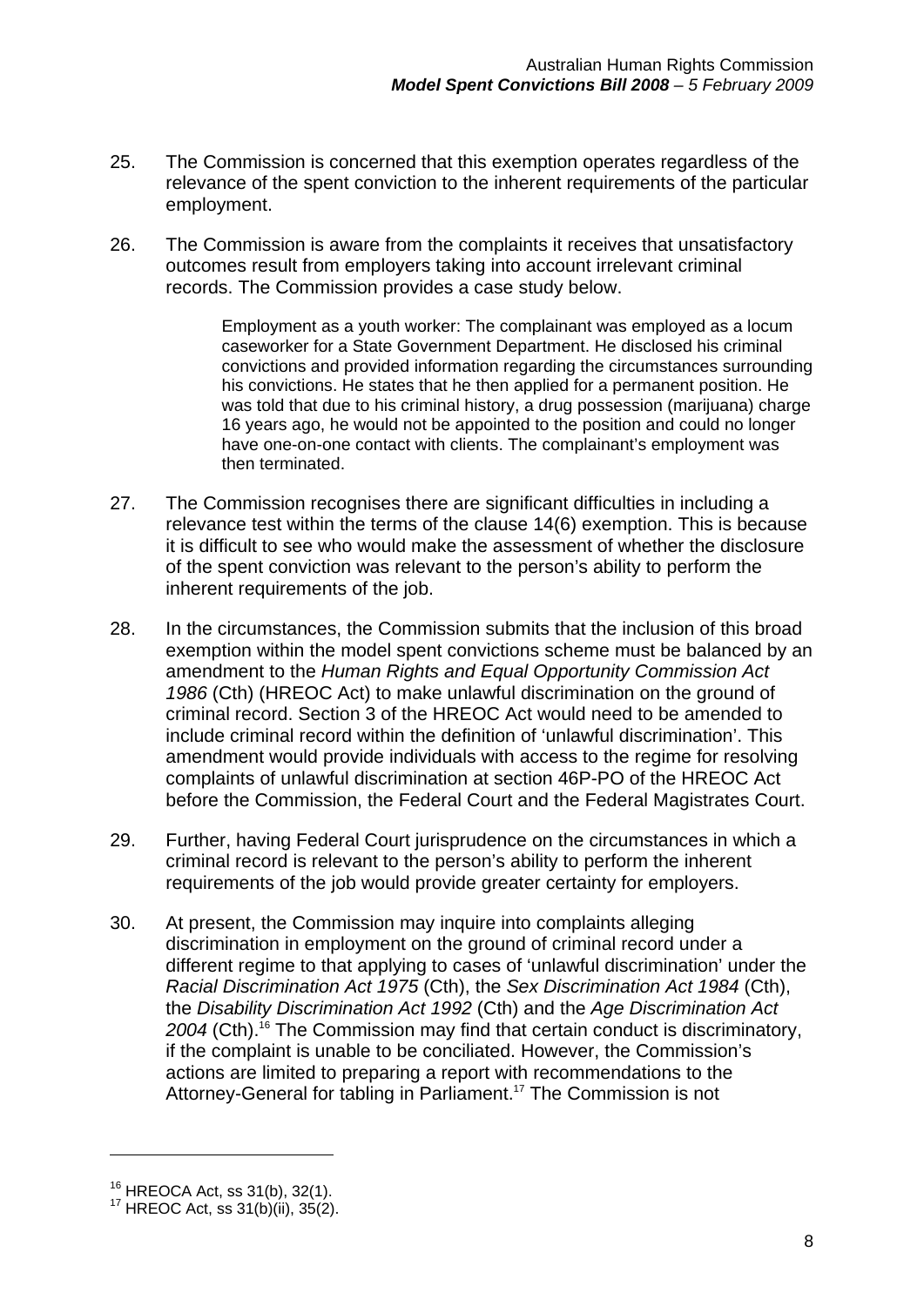25. The Commission is concerned that this exemption operates regardless of the relevance of the spent conviction to the inherent requirements of the particular employment.

26. The Commission is aware from the complaints it receives that unsatisfactory outcomes result from employers taking into account irrelevant criminal records. The Commission provides a case study below.

> Employment as a youth worker: The complainant was employed as a locum caseworker for a State Government Department. He disclosed his criminal convictions and provided information regarding the circumstances surrounding his convictions. He states that he then applied for a permanent position. He was told that due to his criminal history, a drug possession (marijuana) charge 16 years ago, he would not be appointed to the position and could no longer have one-on-one contact with clients. The complainant's employment was then terminated.

27. The Commission recognises there are significant difficulties in including a relevance test within the terms of the clause 14(6) exemption. This is because it is difficult to see who would make the assessment of whether the disclosure of the spent conviction was relevant to the person's ability to perform the inherent requirements of the job.

28. In the circumstances, the Commission submits that the inclusion of this broad exemption within the model spent convictions scheme must be balanced by an amendment to the *Human Rights and Equal Opportunity Commission Act 1986* (Cth) (HREOC Act) to make unlawful discrimination on the ground of criminal record. Section 3 of the HREOC Act would need to be amended to include criminal record within the definition of 'unlawful discrimination'. This amendment would provide individuals with access to the regime for resolving complaints of unlawful discrimination at section 46P-PO of the HREOC Act before the Commission, the Federal Court and the Federal Magistrates Court.

29. Further, having Federal Court jurisprudence on the circumstances in which a criminal record is relevant to the person's ability to perform the inherent requirements of the job would provide greater certainty for employers.

30. At present, the Commission may inquire into complaints alleging discrimination in employment on the ground of criminal record under a different regime to that applying to cases of 'unlawful discrimination' under the *Racial Discrimination Act 1975* (Cth), the *Sex Discrimination Act 1984* (Cth), the *Disability Discrimination Act 1992* (Cth) and the *Age Discrimination Act 2004* (Cth).[16] The Commission may find that certain conduct is discriminatory, if the complaint is unable to be conciliated. However, the Commission's actions are limited to preparing a report with recommendations to the Attorney-General for tabling in Parliament.[17] The Commission is not

---

[16] HREOCA Act, ss 31(b), 32(1).

[17] HREOC Act, ss 31(b)(ii), 35(2).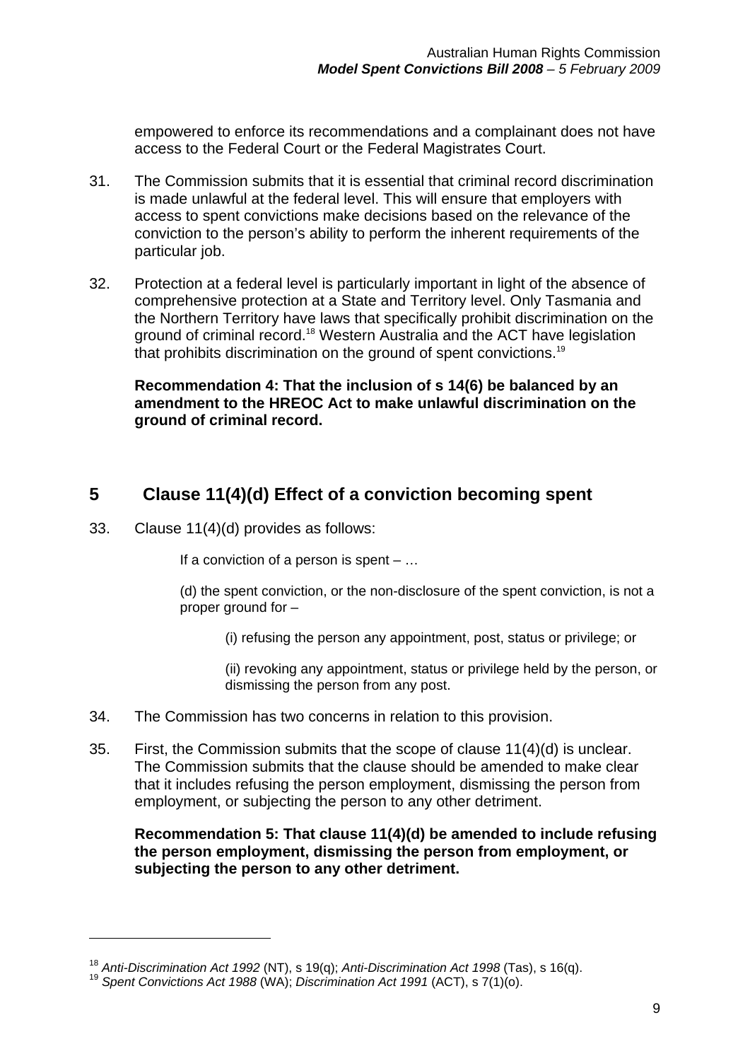empowered to enforce its recommendations and a complainant does not have access to the Federal Court or the Federal Magistrates Court.

31. The Commission submits that it is essential that criminal record discrimination is made unlawful at the federal level. This will ensure that employers with access to spent convictions make decisions based on the relevance of the conviction to the person's ability to perform the inherent requirements of the particular job.

32. Protection at a federal level is particularly important in light of the absence of comprehensive protection at a State and Territory level. Only Tasmania and the Northern Territory have laws that specifically prohibit discrimination on the ground of criminal record.[18] Western Australia and the ACT have legislation that prohibits discrimination on the ground of spent convictions.[19]

**Recommendation 4: That the inclusion of s 14(6) be balanced by an amendment to the HREOC Act to make unlawful discrimination on the ground of criminal record.**

## 5 Clause 11(4)(d) Effect of a conviction becoming spent

33. Clause 11(4)(d) provides as follows:

> If a conviction of a person is spent – …
>
> (d) the spent conviction, or the non-disclosure of the spent conviction, is not a proper ground for –
>
> > (i) refusing the person any appointment, post, status or privilege; or
> >
> > (ii) revoking any appointment, status or privilege held by the person, or dismissing the person from any post.

34. The Commission has two concerns in relation to this provision.

35. First, the Commission submits that the scope of clause 11(4)(d) is unclear. The Commission submits that the clause should be amended to make clear that it includes refusing the person employment, dismissing the person from employment, or subjecting the person to any other detriment.

**Recommendation 5: That clause 11(4)(d) be amended to include refusing the person employment, dismissing the person from employment, or subjecting the person to any other detriment.**

---

[18] *Anti-Discrimination Act 1992* (NT), s 19(q); *Anti-Discrimination Act 1998* (Tas), s 16(q).

[19] *Spent Convictions Act 1988* (WA); *Discrimination Act 1991* (ACT), s 7(1)(o).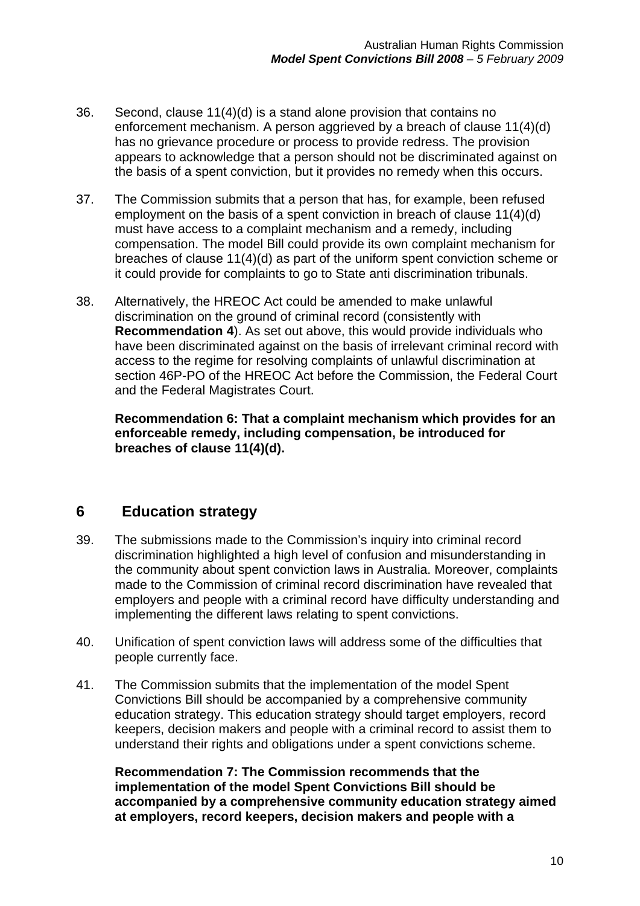36. Second, clause 11(4)(d) is a stand alone provision that contains no enforcement mechanism. A person aggrieved by a breach of clause 11(4)(d) has no grievance procedure or process to provide redress. The provision appears to acknowledge that a person should not be discriminated against on the basis of a spent conviction, but it provides no remedy when this occurs.

37. The Commission submits that a person that has, for example, been refused employment on the basis of a spent conviction in breach of clause 11(4)(d) must have access to a complaint mechanism and a remedy, including compensation. The model Bill could provide its own complaint mechanism for breaches of clause 11(4)(d) as part of the uniform spent conviction scheme or it could provide for complaints to go to State anti discrimination tribunals.

38. Alternatively, the HREOC Act could be amended to make unlawful discrimination on the ground of criminal record (consistently with **Recommendation 4**). As set out above, this would provide individuals who have been discriminated against on the basis of irrelevant criminal record with access to the regime for resolving complaints of unlawful discrimination at section 46P-PO of the HREOC Act before the Commission, the Federal Court and the Federal Magistrates Court.

**Recommendation 6: That a complaint mechanism which provides for an enforceable remedy, including compensation, be introduced for breaches of clause 11(4)(d).**

## 6 Education strategy

39. The submissions made to the Commission's inquiry into criminal record discrimination highlighted a high level of confusion and misunderstanding in the community about spent conviction laws in Australia. Moreover, complaints made to the Commission of criminal record discrimination have revealed that employers and people with a criminal record have difficulty understanding and implementing the different laws relating to spent convictions.

40. Unification of spent conviction laws will address some of the difficulties that people currently face.

41. The Commission submits that the implementation of the model Spent Convictions Bill should be accompanied by a comprehensive community education strategy. This education strategy should target employers, record keepers, decision makers and people with a criminal record to assist them to understand their rights and obligations under a spent convictions scheme.

**Recommendation 7: The Commission recommends that the implementation of the model Spent Convictions Bill should be accompanied by a comprehensive community education strategy aimed at employers, record keepers, decision makers and people with a**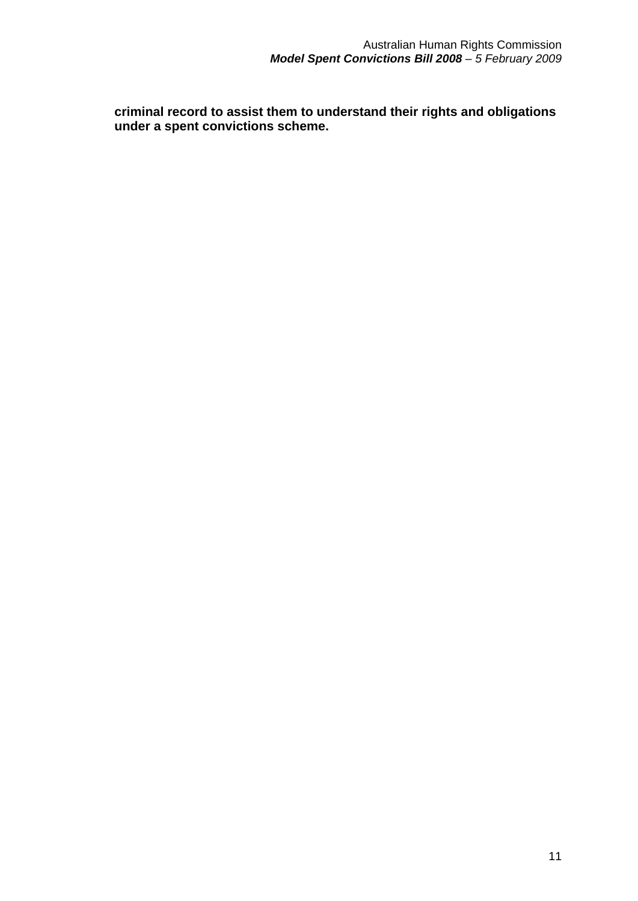**criminal record to assist them to understand their rights and obligations under a spent convictions scheme.**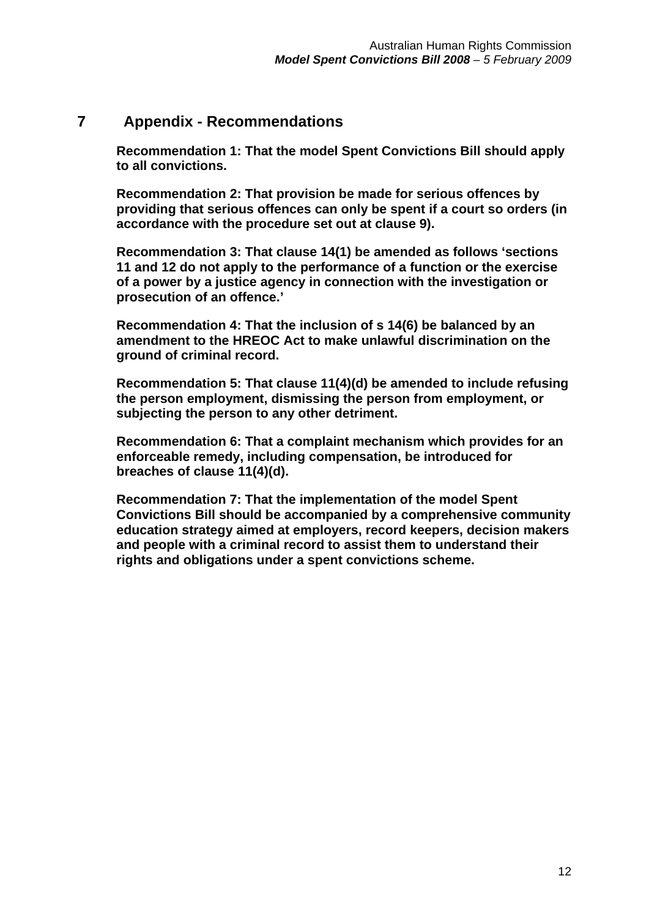## 7 Appendix - Recommendations

**Recommendation 1: That the model Spent Convictions Bill should apply to all convictions.**

**Recommendation 2: That provision be made for serious offences by providing that serious offences can only be spent if a court so orders (in accordance with the procedure set out at clause 9).**

**Recommendation 3: That clause 14(1) be amended as follows 'sections 11 and 12 do not apply to the performance of a function or the exercise of a power by a justice agency in connection with the investigation or prosecution of an offence.'**

**Recommendation 4: That the inclusion of s 14(6) be balanced by an amendment to the HREOC Act to make unlawful discrimination on the ground of criminal record.**

**Recommendation 5: That clause 11(4)(d) be amended to include refusing the person employment, dismissing the person from employment, or subjecting the person to any other detriment.**

**Recommendation 6: That a complaint mechanism which provides for an enforceable remedy, including compensation, be introduced for breaches of clause 11(4)(d).**

**Recommendation 7: That the implementation of the model Spent Convictions Bill should be accompanied by a comprehensive community education strategy aimed at employers, record keepers, decision makers and people with a criminal record to assist them to understand their rights and obligations under a spent convictions scheme.**